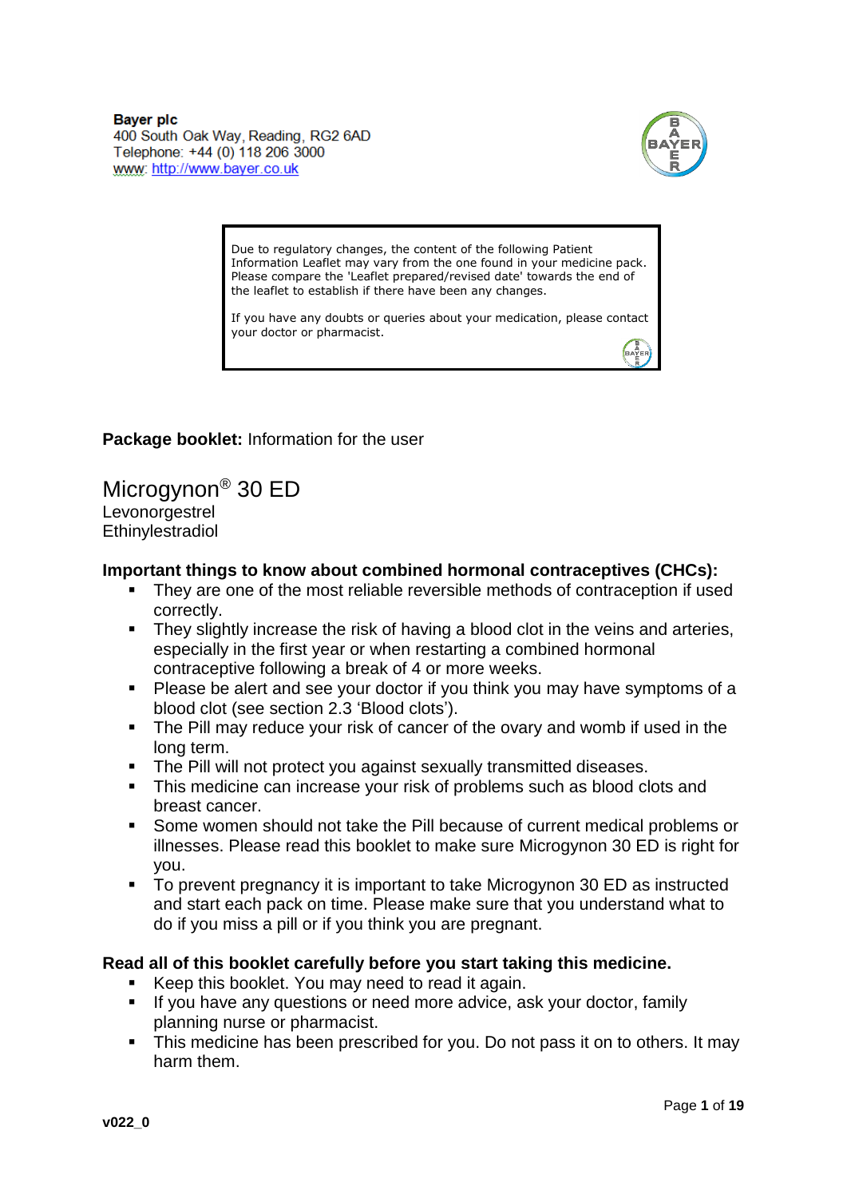**Bayer plc**
400 South Oak Way, Reading, RG2 6AD
Telephone: +44 (0) 118 206 3000
www: http://www.bayer.co.uk

> Due to regulatory changes, the content of the following Patient Information Leaflet may vary from the one found in your medicine pack. Please compare the 'Leaflet prepared/revised date' towards the end of the leaflet to establish if there have been any changes.
>
> If you have any doubts or queries about your medication, please contact your doctor or pharmacist.

**Package booklet:** Information for the user

# Microgynon® 30 ED

Levonorgestrel
Ethinylestradiol

**Important things to know about combined hormonal contraceptives (CHCs):**

- They are one of the most reliable reversible methods of contraception if used correctly.
- They slightly increase the risk of having a blood clot in the veins and arteries, especially in the first year or when restarting a combined hormonal contraceptive following a break of 4 or more weeks.
- Please be alert and see your doctor if you think you may have symptoms of a blood clot (see section 2.3 'Blood clots').
- The Pill may reduce your risk of cancer of the ovary and womb if used in the long term.
- The Pill will not protect you against sexually transmitted diseases.
- This medicine can increase your risk of problems such as blood clots and breast cancer.
- Some women should not take the Pill because of current medical problems or illnesses. Please read this booklet to make sure Microgynon 30 ED is right for you.
- To prevent pregnancy it is important to take Microgynon 30 ED as instructed and start each pack on time. Please make sure that you understand what to do if you miss a pill or if you think you are pregnant.

**Read all of this booklet carefully before you start taking this medicine.**

- Keep this booklet. You may need to read it again.
- If you have any questions or need more advice, ask your doctor, family planning nurse or pharmacist.
- This medicine has been prescribed for you. Do not pass it on to others. It may harm them.

**v022_0**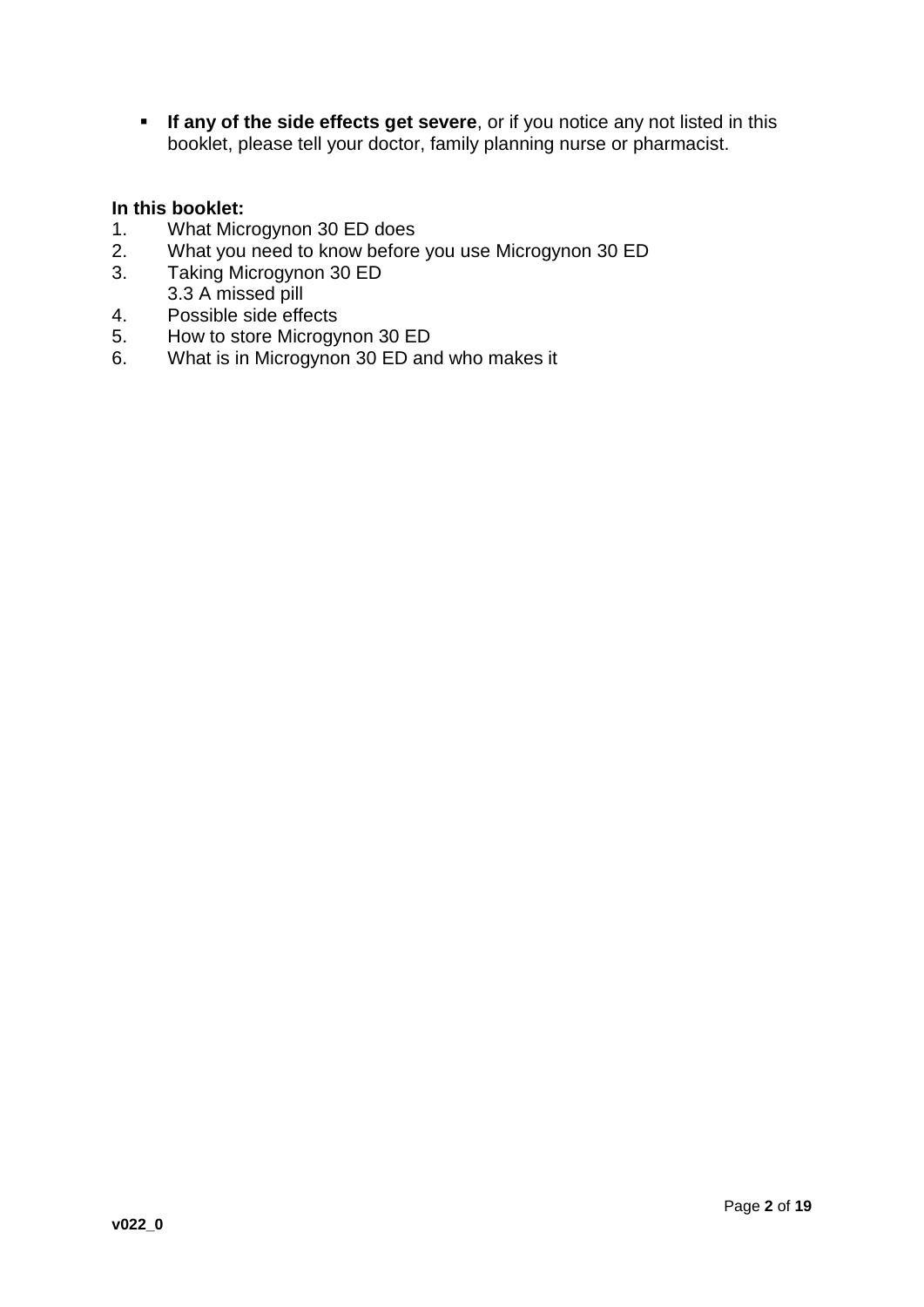- **If any of the side effects get severe**, or if you notice any not listed in this booklet, please tell your doctor, family planning nurse or pharmacist.

**In this booklet:**

1. What Microgynon 30 ED does
2. What you need to know before you use Microgynon 30 ED
3. Taking Microgynon 30 ED
   3.3 A missed pill
4. Possible side effects
5. How to store Microgynon 30 ED
6. What is in Microgynon 30 ED and who makes it

**v022_0**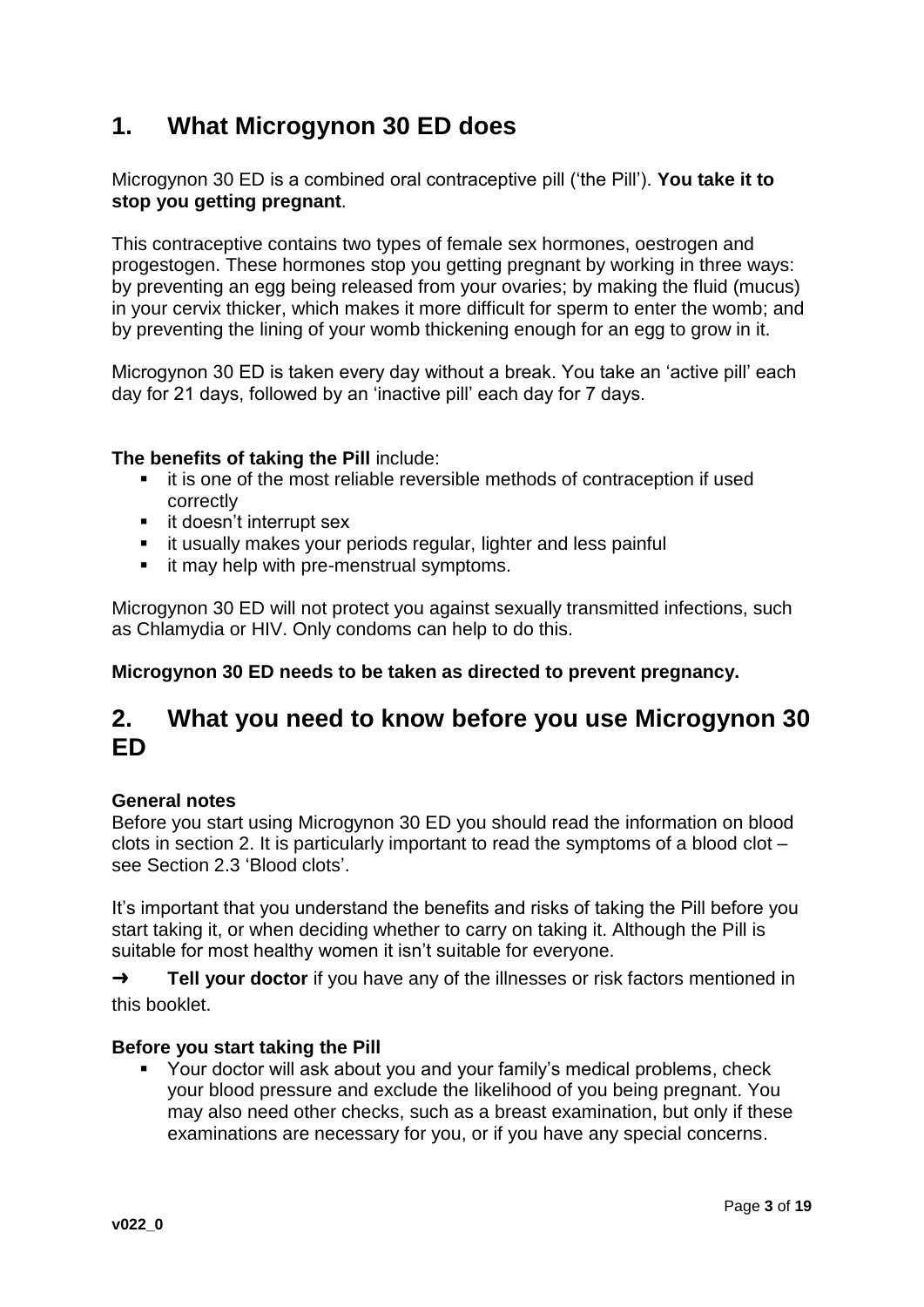## 1. What Microgynon 30 ED does

Microgynon 30 ED is a combined oral contraceptive pill ('the Pill'). **You take it to stop you getting pregnant**.

This contraceptive contains two types of female sex hormones, oestrogen and progestogen. These hormones stop you getting pregnant by working in three ways: by preventing an egg being released from your ovaries; by making the fluid (mucus) in your cervix thicker, which makes it more difficult for sperm to enter the womb; and by preventing the lining of your womb thickening enough for an egg to grow in it.

Microgynon 30 ED is taken every day without a break. You take an 'active pill' each day for 21 days, followed by an 'inactive pill' each day for 7 days.

**The benefits of taking the Pill** include:

- it is one of the most reliable reversible methods of contraception if used correctly
- it doesn't interrupt sex
- it usually makes your periods regular, lighter and less painful
- it may help with pre-menstrual symptoms.

Microgynon 30 ED will not protect you against sexually transmitted infections, such as Chlamydia or HIV. Only condoms can help to do this.

**Microgynon 30 ED needs to be taken as directed to prevent pregnancy.**

## 2. What you need to know before you use Microgynon 30 ED

**General notes**
Before you start using Microgynon 30 ED you should read the information on blood clots in section 2. It is particularly important to read the symptoms of a blood clot – see Section 2.3 'Blood clots'.

It's important that you understand the benefits and risks of taking the Pill before you start taking it, or when deciding whether to carry on taking it. Although the Pill is suitable for most healthy women it isn't suitable for everyone.

➜ **Tell your doctor** if you have any of the illnesses or risk factors mentioned in this booklet.

**Before you start taking the Pill**

- Your doctor will ask about you and your family's medical problems, check your blood pressure and exclude the likelihood of you being pregnant. You may also need other checks, such as a breast examination, but only if these examinations are necessary for you, or if you have any special concerns.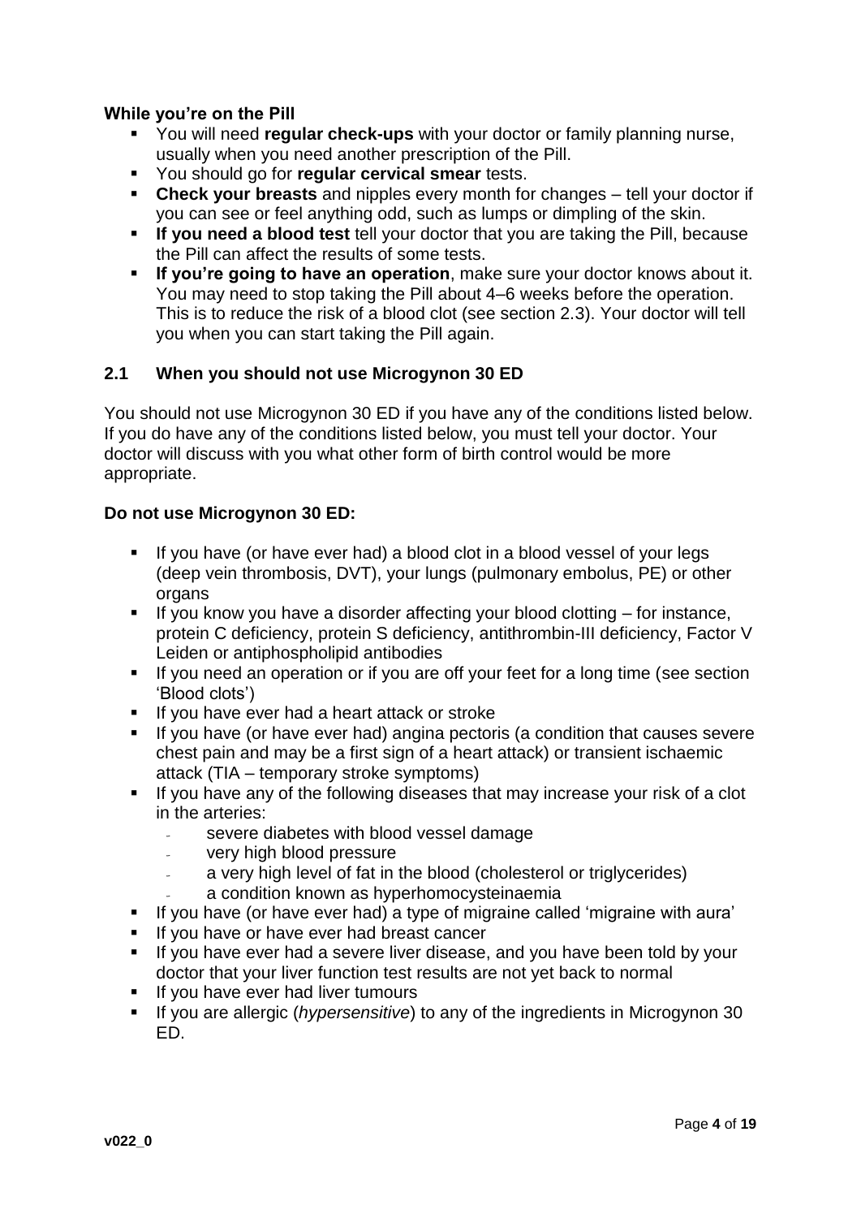**While you're on the Pill**

- You will need **regular check-ups** with your doctor or family planning nurse, usually when you need another prescription of the Pill.
- You should go for **regular cervical smear** tests.
- **Check your breasts** and nipples every month for changes – tell your doctor if you can see or feel anything odd, such as lumps or dimpling of the skin.
- **If you need a blood test** tell your doctor that you are taking the Pill, because the Pill can affect the results of some tests.
- **If you're going to have an operation**, make sure your doctor knows about it. You may need to stop taking the Pill about 4–6 weeks before the operation. This is to reduce the risk of a blood clot (see section 2.3). Your doctor will tell you when you can start taking the Pill again.

## 2.1 When you should not use Microgynon 30 ED

You should not use Microgynon 30 ED if you have any of the conditions listed below. If you do have any of the conditions listed below, you must tell your doctor. Your doctor will discuss with you what other form of birth control would be more appropriate.

**Do not use Microgynon 30 ED:**

- If you have (or have ever had) a blood clot in a blood vessel of your legs (deep vein thrombosis, DVT), your lungs (pulmonary embolus, PE) or other organs
- If you know you have a disorder affecting your blood clotting – for instance, protein C deficiency, protein S deficiency, antithrombin-III deficiency, Factor V Leiden or antiphospholipid antibodies
- If you need an operation or if you are off your feet for a long time (see section 'Blood clots')
- If you have ever had a heart attack or stroke
- If you have (or have ever had) angina pectoris (a condition that causes severe chest pain and may be a first sign of a heart attack) or transient ischaemic attack (TIA – temporary stroke symptoms)
- If you have any of the following diseases that may increase your risk of a clot in the arteries:
  - severe diabetes with blood vessel damage
  - very high blood pressure
  - a very high level of fat in the blood (cholesterol or triglycerides)
  - a condition known as hyperhomocysteinaemia
- If you have (or have ever had) a type of migraine called 'migraine with aura'
- If you have or have ever had breast cancer
- If you have ever had a severe liver disease, and you have been told by your doctor that your liver function test results are not yet back to normal
- If you have ever had liver tumours
- If you are allergic (*hypersensitive*) to any of the ingredients in Microgynon 30 ED.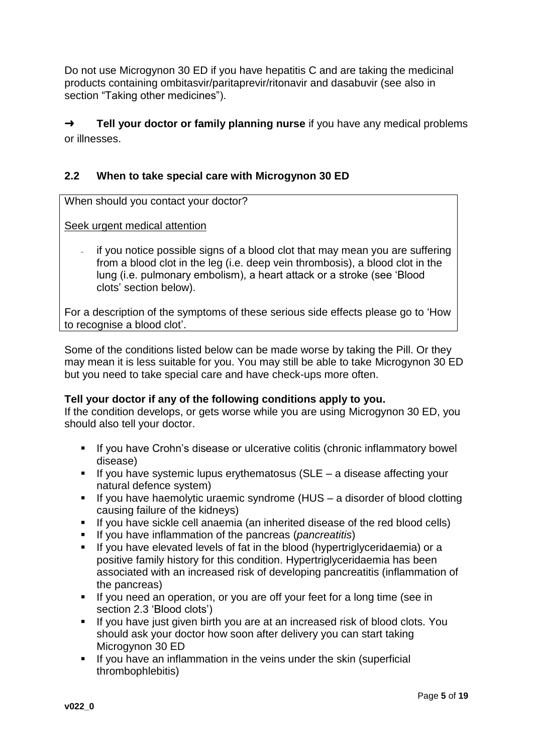Do not use Microgynon 30 ED if you have hepatitis C and are taking the medicinal products containing ombitasvir/paritaprevir/ritonavir and dasabuvir (see also in section "Taking other medicines").

➜ **Tell your doctor or family planning nurse** if you have any medical problems or illnesses.

## 2.2 When to take special care with Microgynon 30 ED

When should you contact your doctor?

Seek urgent medical attention

- if you notice possible signs of a blood clot that may mean you are suffering from a blood clot in the leg (i.e. deep vein thrombosis), a blood clot in the lung (i.e. pulmonary embolism), a heart attack or a stroke (see 'Blood clots' section below).

For a description of the symptoms of these serious side effects please go to 'How to recognise a blood clot'.

Some of the conditions listed below can be made worse by taking the Pill. Or they may mean it is less suitable for you. You may still be able to take Microgynon 30 ED but you need to take special care and have check-ups more often.

**Tell your doctor if any of the following conditions apply to you.**
If the condition develops, or gets worse while you are using Microgynon 30 ED, you should also tell your doctor.

- If you have Crohn's disease or ulcerative colitis (chronic inflammatory bowel disease)
- If you have systemic lupus erythematosus (SLE – a disease affecting your natural defence system)
- If you have haemolytic uraemic syndrome (HUS – a disorder of blood clotting causing failure of the kidneys)
- If you have sickle cell anaemia (an inherited disease of the red blood cells)
- If you have inflammation of the pancreas (*pancreatitis*)
- If you have elevated levels of fat in the blood (hypertriglyceridaemia) or a positive family history for this condition. Hypertriglyceridaemia has been associated with an increased risk of developing pancreatitis (inflammation of the pancreas)
- If you need an operation, or you are off your feet for a long time (see in section 2.3 'Blood clots')
- If you have just given birth you are at an increased risk of blood clots. You should ask your doctor how soon after delivery you can start taking Microgynon 30 ED
- If you have an inflammation in the veins under the skin (superficial thrombophlebitis)

v022_0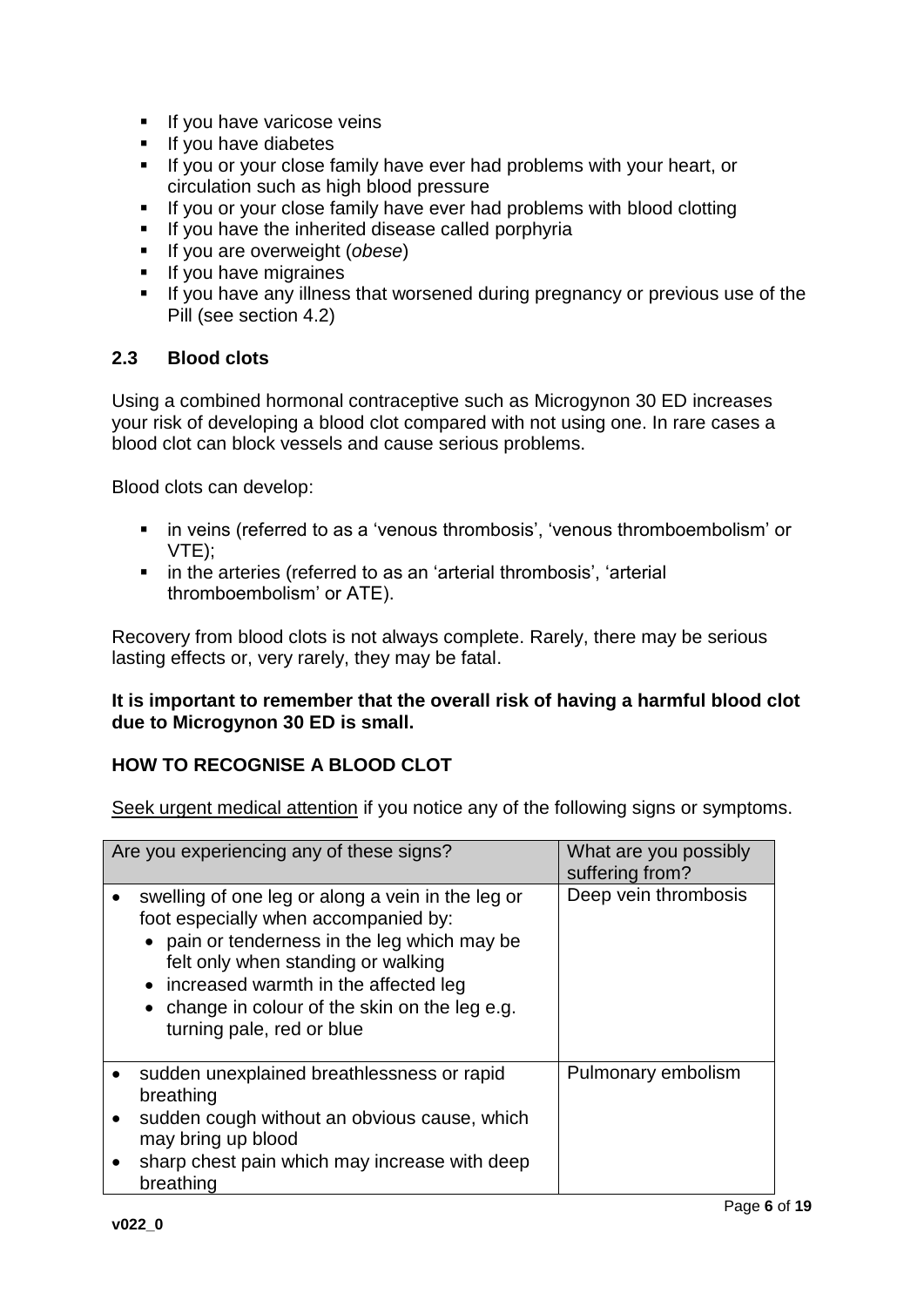- If you have varicose veins
- If you have diabetes
- If you or your close family have ever had problems with your heart, or circulation such as high blood pressure
- If you or your close family have ever had problems with blood clotting
- If you have the inherited disease called porphyria
- If you are overweight (*obese*)
- If you have migraines
- If you have any illness that worsened during pregnancy or previous use of the Pill (see section 4.2)

## 2.3 Blood clots

Using a combined hormonal contraceptive such as Microgynon 30 ED increases your risk of developing a blood clot compared with not using one. In rare cases a blood clot can block vessels and cause serious problems.

Blood clots can develop:

- in veins (referred to as a 'venous thrombosis', 'venous thromboembolism' or VTE);
- in the arteries (referred to as an 'arterial thrombosis', 'arterial thromboembolism' or ATE).

Recovery from blood clots is not always complete. Rarely, there may be serious lasting effects or, very rarely, they may be fatal.

**It is important to remember that the overall risk of having a harmful blood clot due to Microgynon 30 ED is small.**

### HOW TO RECOGNISE A BLOOD CLOT

Seek urgent medical attention if you notice any of the following signs or symptoms.

| Are you experiencing any of these signs? | What are you possibly suffering from? |
|---|---|
| • swelling of one leg or along a vein in the leg or foot especially when accompanied by:<br>  • pain or tenderness in the leg which may be felt only when standing or walking<br>  • increased warmth in the affected leg<br>  • change in colour of the skin on the leg e.g. turning pale, red or blue | Deep vein thrombosis |
| • sudden unexplained breathlessness or rapid breathing<br>• sudden cough without an obvious cause, which may bring up blood<br>• sharp chest pain which may increase with deep breathing | Pulmonary embolism |

v022_0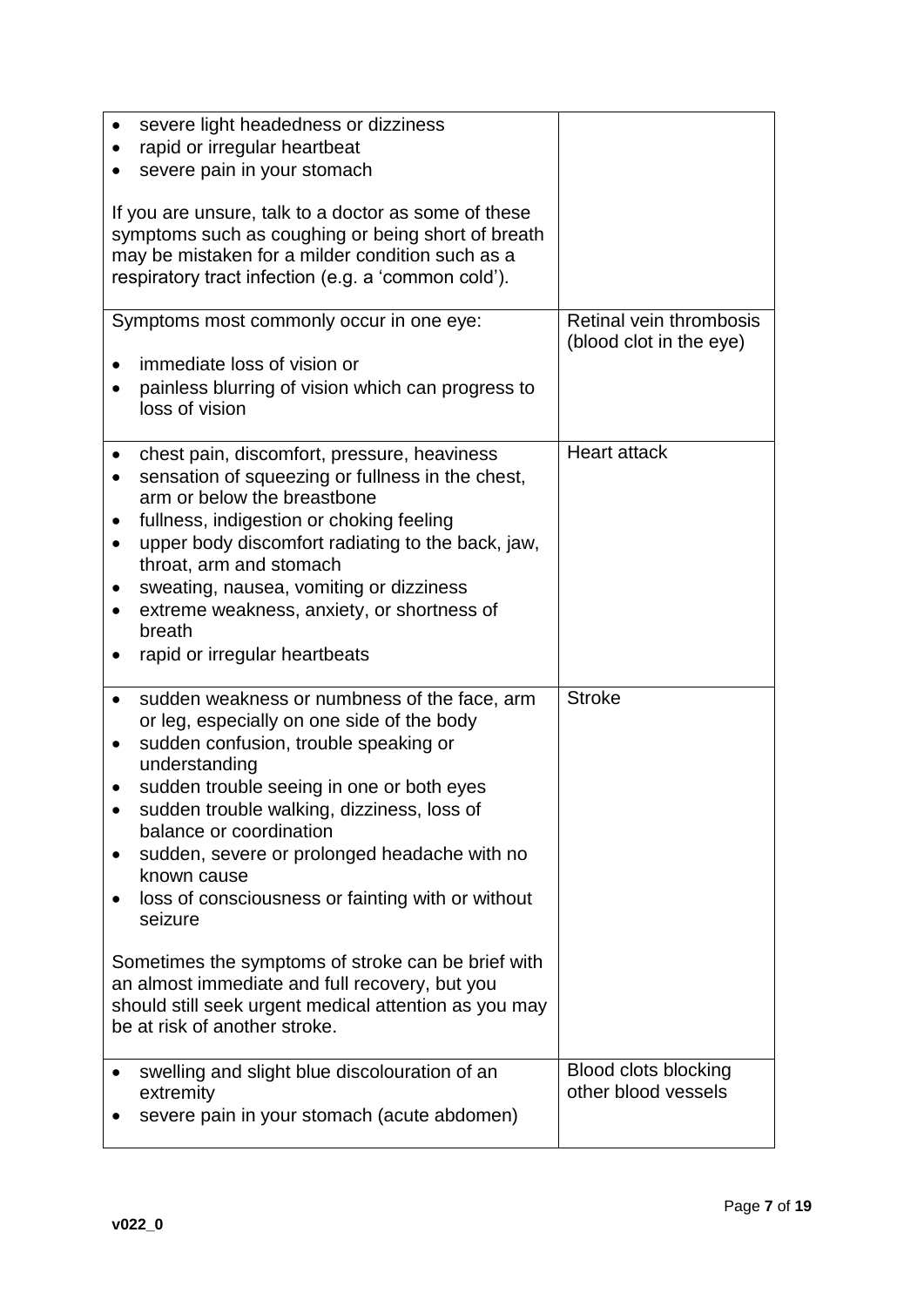| | |
|---|---|
| • severe light headedness or dizziness<br>• rapid or irregular heartbeat<br>• severe pain in your stomach<br><br>If you are unsure, talk to a doctor as some of these symptoms such as coughing or being short of breath may be mistaken for a milder condition such as a respiratory tract infection (e.g. a 'common cold'). | |
| Symptoms most commonly occur in one eye:<br><br>• immediate loss of vision or<br>• painless blurring of vision which can progress to loss of vision | Retinal vein thrombosis (blood clot in the eye) |
| • chest pain, discomfort, pressure, heaviness<br>• sensation of squeezing or fullness in the chest, arm or below the breastbone<br>• fullness, indigestion or choking feeling<br>• upper body discomfort radiating to the back, jaw, throat, arm and stomach<br>• sweating, nausea, vomiting or dizziness<br>• extreme weakness, anxiety, or shortness of breath<br>• rapid or irregular heartbeats | Heart attack |
| • sudden weakness or numbness of the face, arm or leg, especially on one side of the body<br>• sudden confusion, trouble speaking or understanding<br>• sudden trouble seeing in one or both eyes<br>• sudden trouble walking, dizziness, loss of balance or coordination<br>• sudden, severe or prolonged headache with no known cause<br>• loss of consciousness or fainting with or without seizure<br><br>Sometimes the symptoms of stroke can be brief with an almost immediate and full recovery, but you should still seek urgent medical attention as you may be at risk of another stroke. | Stroke |
| • swelling and slight blue discolouration of an extremity<br>• severe pain in your stomach (acute abdomen) | Blood clots blocking other blood vessels |

v022_0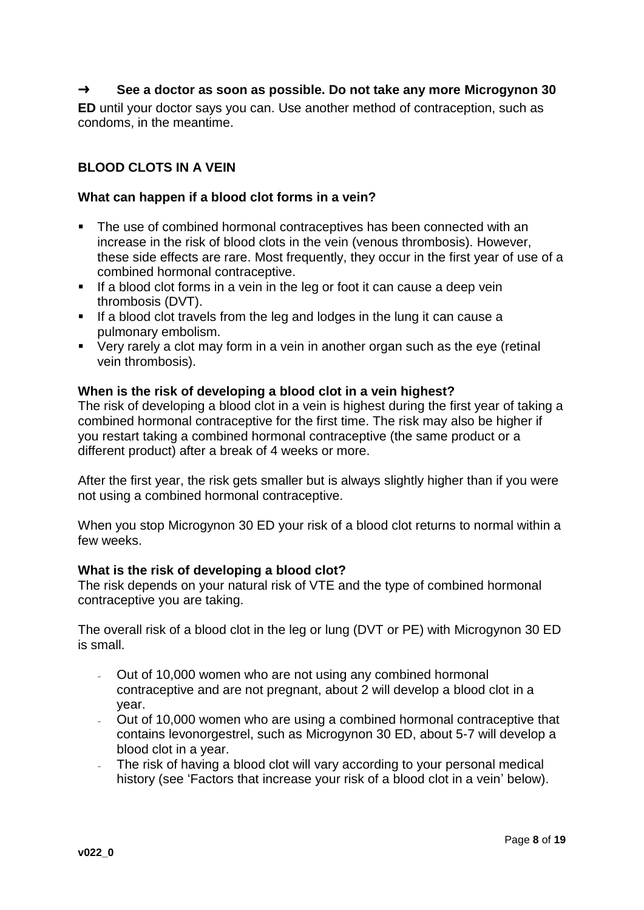→ **See a doctor as soon as possible. Do not take any more Microgynon 30 ED** until your doctor says you can. Use another method of contraception, such as condoms, in the meantime.

## BLOOD CLOTS IN A VEIN

### What can happen if a blood clot forms in a vein?

- The use of combined hormonal contraceptives has been connected with an increase in the risk of blood clots in the vein (venous thrombosis). However, these side effects are rare. Most frequently, they occur in the first year of use of a combined hormonal contraceptive.
- If a blood clot forms in a vein in the leg or foot it can cause a deep vein thrombosis (DVT).
- If a blood clot travels from the leg and lodges in the lung it can cause a pulmonary embolism.
- Very rarely a clot may form in a vein in another organ such as the eye (retinal vein thrombosis).

### When is the risk of developing a blood clot in a vein highest?

The risk of developing a blood clot in a vein is highest during the first year of taking a combined hormonal contraceptive for the first time. The risk may also be higher if you restart taking a combined hormonal contraceptive (the same product or a different product) after a break of 4 weeks or more.

After the first year, the risk gets smaller but is always slightly higher than if you were not using a combined hormonal contraceptive.

When you stop Microgynon 30 ED your risk of a blood clot returns to normal within a few weeks.

### What is the risk of developing a blood clot?

The risk depends on your natural risk of VTE and the type of combined hormonal contraceptive you are taking.

The overall risk of a blood clot in the leg or lung (DVT or PE) with Microgynon 30 ED is small.

- Out of 10,000 women who are not using any combined hormonal contraceptive and are not pregnant, about 2 will develop a blood clot in a year.
- Out of 10,000 women who are using a combined hormonal contraceptive that contains levonorgestrel, such as Microgynon 30 ED, about 5-7 will develop a blood clot in a year.
- The risk of having a blood clot will vary according to your personal medical history (see 'Factors that increase your risk of a blood clot in a vein' below).

v022_0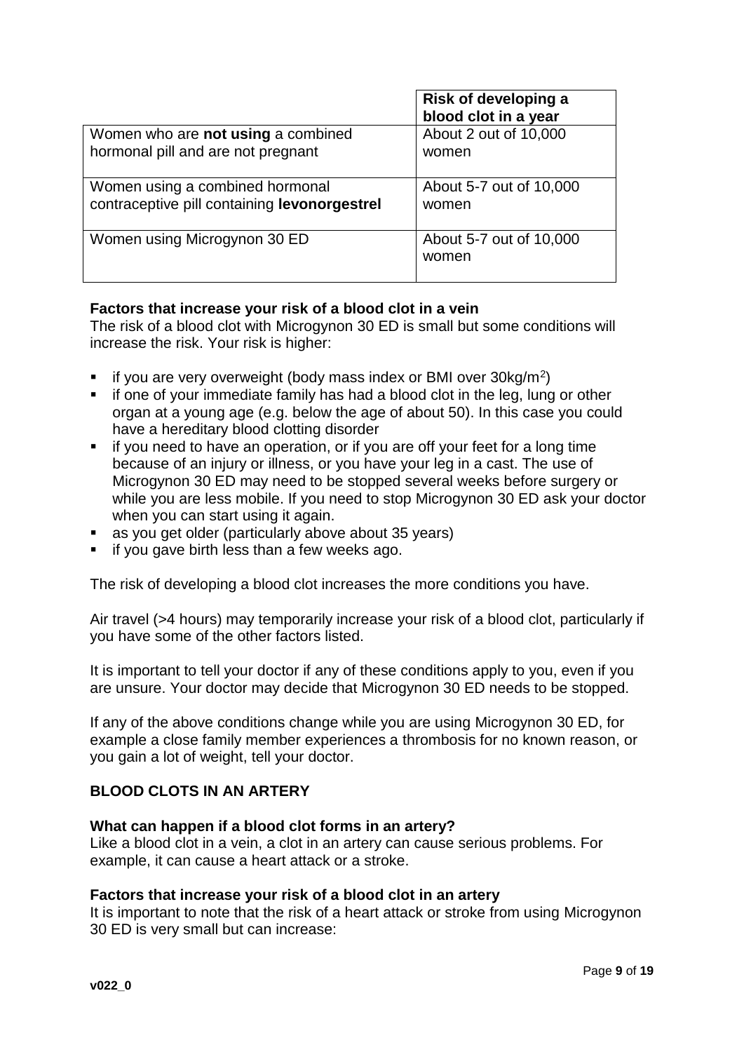| | **Risk of developing a blood clot in a year** |
|---|---|
| Women who are **not using** a combined hormonal pill and are not pregnant | About 2 out of 10,000 women |
| Women using a combined hormonal contraceptive pill containing **levonorgestrel** | About 5-7 out of 10,000 women |
| Women using Microgynon 30 ED | About 5-7 out of 10,000 women |

**Factors that increase your risk of a blood clot in a vein**

The risk of a blood clot with Microgynon 30 ED is small but some conditions will increase the risk. Your risk is higher:

- if you are very overweight (body mass index or BMI over 30kg/m$^2$)
- if one of your immediate family has had a blood clot in the leg, lung or other organ at a young age (e.g. below the age of about 50). In this case you could have a hereditary blood clotting disorder
- if you need to have an operation, or if you are off your feet for a long time because of an injury or illness, or you have your leg in a cast. The use of Microgynon 30 ED may need to be stopped several weeks before surgery or while you are less mobile. If you need to stop Microgynon 30 ED ask your doctor when you can start using it again.
- as you get older (particularly above about 35 years)
- if you gave birth less than a few weeks ago.

The risk of developing a blood clot increases the more conditions you have.

Air travel (>4 hours) may temporarily increase your risk of a blood clot, particularly if you have some of the other factors listed.

It is important to tell your doctor if any of these conditions apply to you, even if you are unsure. Your doctor may decide that Microgynon 30 ED needs to be stopped.

If any of the above conditions change while you are using Microgynon 30 ED, for example a close family member experiences a thrombosis for no known reason, or you gain a lot of weight, tell your doctor.

**BLOOD CLOTS IN AN ARTERY**

**What can happen if a blood clot forms in an artery?**

Like a blood clot in a vein, a clot in an artery can cause serious problems. For example, it can cause a heart attack or a stroke.

**Factors that increase your risk of a blood clot in an artery**

It is important to note that the risk of a heart attack or stroke from using Microgynon 30 ED is very small but can increase: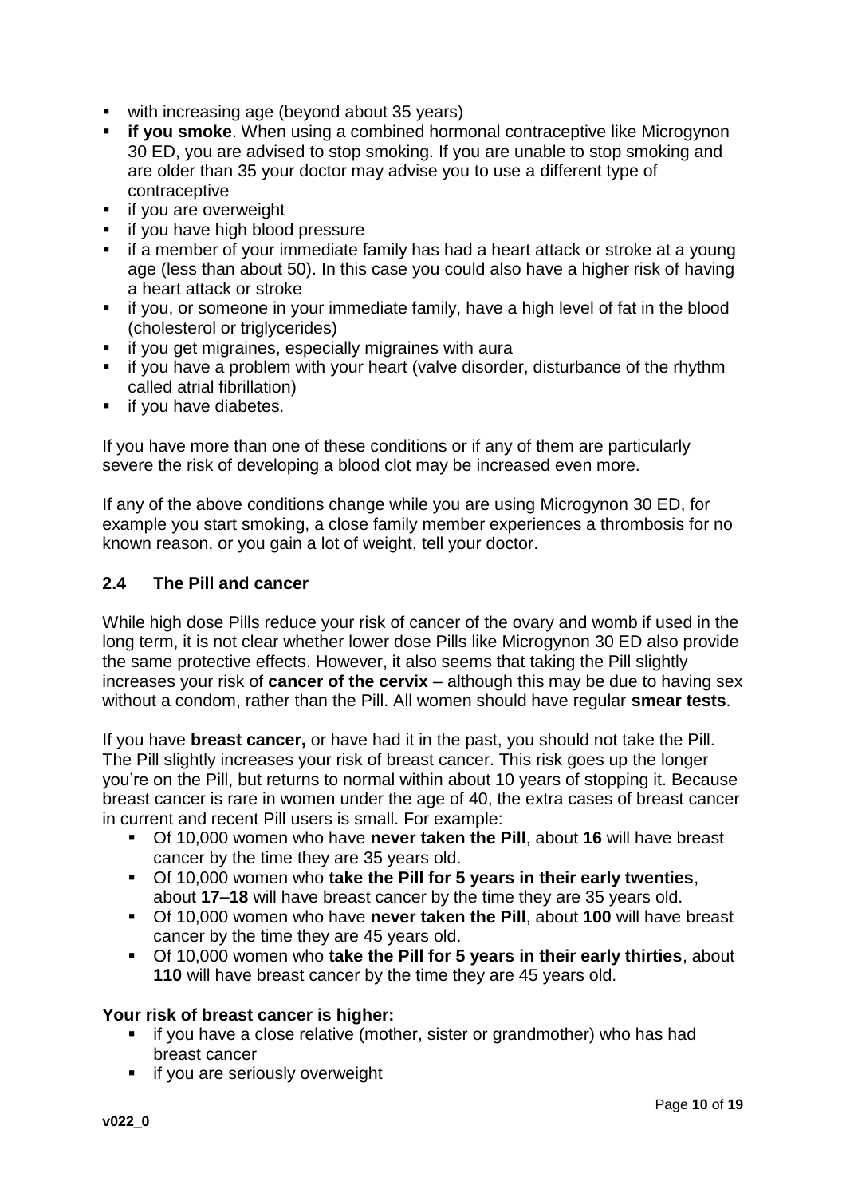- with increasing age (beyond about 35 years)
- **if you smoke**. When using a combined hormonal contraceptive like Microgynon 30 ED, you are advised to stop smoking. If you are unable to stop smoking and are older than 35 your doctor may advise you to use a different type of contraceptive
- if you are overweight
- if you have high blood pressure
- if a member of your immediate family has had a heart attack or stroke at a young age (less than about 50). In this case you could also have a higher risk of having a heart attack or stroke
- if you, or someone in your immediate family, have a high level of fat in the blood (cholesterol or triglycerides)
- if you get migraines, especially migraines with aura
- if you have a problem with your heart (valve disorder, disturbance of the rhythm called atrial fibrillation)
- if you have diabetes.

If you have more than one of these conditions or if any of them are particularly severe the risk of developing a blood clot may be increased even more.

If any of the above conditions change while you are using Microgynon 30 ED, for example you start smoking, a close family member experiences a thrombosis for no known reason, or you gain a lot of weight, tell your doctor.

## 2.4 The Pill and cancer

While high dose Pills reduce your risk of cancer of the ovary and womb if used in the long term, it is not clear whether lower dose Pills like Microgynon 30 ED also provide the same protective effects. However, it also seems that taking the Pill slightly increases your risk of **cancer of the cervix** – although this may be due to having sex without a condom, rather than the Pill. All women should have regular **smear tests**.

If you have **breast cancer,** or have had it in the past, you should not take the Pill. The Pill slightly increases your risk of breast cancer. This risk goes up the longer you're on the Pill, but returns to normal within about 10 years of stopping it. Because breast cancer is rare in women under the age of 40, the extra cases of breast cancer in current and recent Pill users is small. For example:

- Of 10,000 women who have **never taken the Pill**, about **16** will have breast cancer by the time they are 35 years old.
- Of 10,000 women who **take the Pill for 5 years in their early twenties**, about **17–18** will have breast cancer by the time they are 35 years old.
- Of 10,000 women who have **never taken the Pill**, about **100** will have breast cancer by the time they are 45 years old.
- Of 10,000 women who **take the Pill for 5 years in their early thirties**, about **110** will have breast cancer by the time they are 45 years old.

**Your risk of breast cancer is higher:**

- if you have a close relative (mother, sister or grandmother) who has had breast cancer
- if you are seriously overweight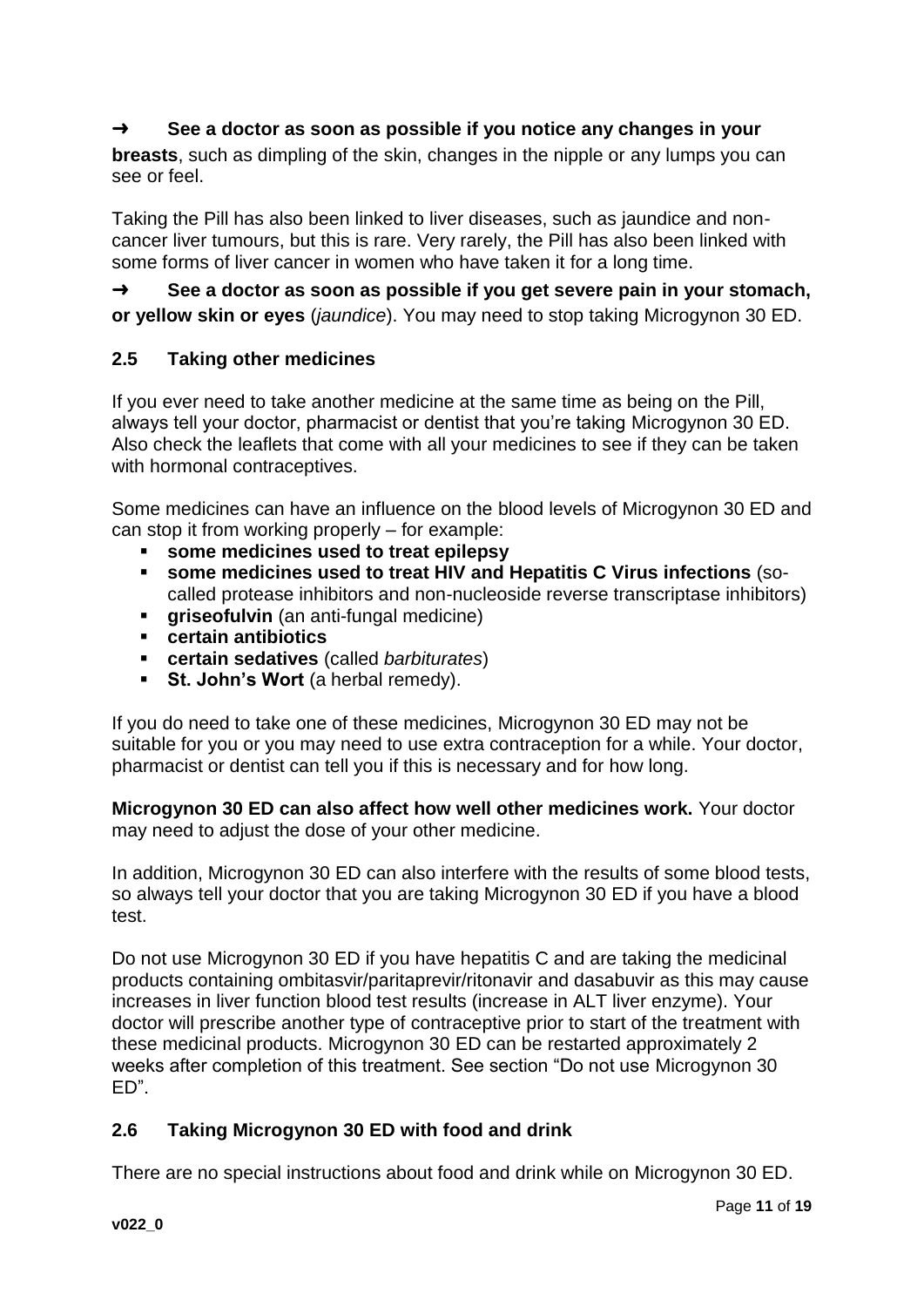➜ **See a doctor as soon as possible if you notice any changes in your breasts**, such as dimpling of the skin, changes in the nipple or any lumps you can see or feel.

Taking the Pill has also been linked to liver diseases, such as jaundice and non-cancer liver tumours, but this is rare. Very rarely, the Pill has also been linked with some forms of liver cancer in women who have taken it for a long time.

➜ **See a doctor as soon as possible if you get severe pain in your stomach, or yellow skin or eyes** (*jaundice*). You may need to stop taking Microgynon 30 ED.

### 2.5 Taking other medicines

If you ever need to take another medicine at the same time as being on the Pill, always tell your doctor, pharmacist or dentist that you're taking Microgynon 30 ED. Also check the leaflets that come with all your medicines to see if they can be taken with hormonal contraceptives.

Some medicines can have an influence on the blood levels of Microgynon 30 ED and can stop it from working properly – for example:

- **some medicines used to treat epilepsy**
- **some medicines used to treat HIV and Hepatitis C Virus infections** (so-called protease inhibitors and non-nucleoside reverse transcriptase inhibitors)
- **griseofulvin** (an anti-fungal medicine)
- **certain antibiotics**
- **certain sedatives** (called *barbiturates*)
- **St. John's Wort** (a herbal remedy).

If you do need to take one of these medicines, Microgynon 30 ED may not be suitable for you or you may need to use extra contraception for a while. Your doctor, pharmacist or dentist can tell you if this is necessary and for how long.

**Microgynon 30 ED can also affect how well other medicines work.** Your doctor may need to adjust the dose of your other medicine.

In addition, Microgynon 30 ED can also interfere with the results of some blood tests, so always tell your doctor that you are taking Microgynon 30 ED if you have a blood test.

Do not use Microgynon 30 ED if you have hepatitis C and are taking the medicinal products containing ombitasvir/paritaprevir/ritonavir and dasabuvir as this may cause increases in liver function blood test results (increase in ALT liver enzyme). Your doctor will prescribe another type of contraceptive prior to start of the treatment with these medicinal products. Microgynon 30 ED can be restarted approximately 2 weeks after completion of this treatment. See section "Do not use Microgynon 30 ED".

### 2.6 Taking Microgynon 30 ED with food and drink

There are no special instructions about food and drink while on Microgynon 30 ED.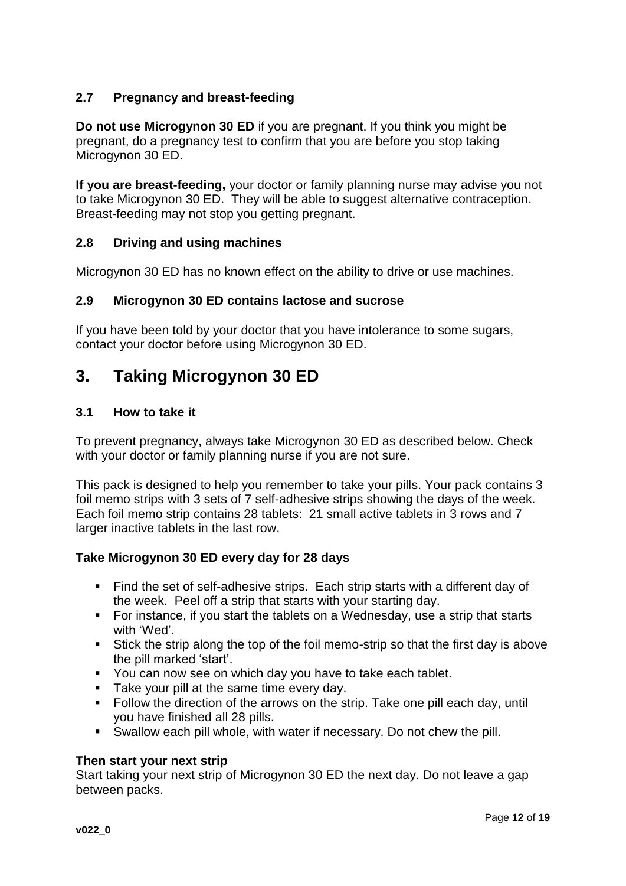### 2.7 Pregnancy and breast-feeding

**Do not use Microgynon 30 ED** if you are pregnant. If you think you might be pregnant, do a pregnancy test to confirm that you are before you stop taking Microgynon 30 ED.

**If you are breast-feeding,** your doctor or family planning nurse may advise you not to take Microgynon 30 ED. They will be able to suggest alternative contraception. Breast-feeding may not stop you getting pregnant.

### 2.8 Driving and using machines

Microgynon 30 ED has no known effect on the ability to drive or use machines.

### 2.9 Microgynon 30 ED contains lactose and sucrose

If you have been told by your doctor that you have intolerance to some sugars, contact your doctor before using Microgynon 30 ED.

## 3. Taking Microgynon 30 ED

### 3.1 How to take it

To prevent pregnancy, always take Microgynon 30 ED as described below. Check with your doctor or family planning nurse if you are not sure.

This pack is designed to help you remember to take your pills. Your pack contains 3 foil memo strips with 3 sets of 7 self-adhesive strips showing the days of the week. Each foil memo strip contains 28 tablets: 21 small active tablets in 3 rows and 7 larger inactive tablets in the last row.

**Take Microgynon 30 ED every day for 28 days**

- Find the set of self-adhesive strips. Each strip starts with a different day of the week. Peel off a strip that starts with your starting day.
- For instance, if you start the tablets on a Wednesday, use a strip that starts with 'Wed'.
- Stick the strip along the top of the foil memo-strip so that the first day is above the pill marked 'start'.
- You can now see on which day you have to take each tablet.
- Take your pill at the same time every day.
- Follow the direction of the arrows on the strip. Take one pill each day, until you have finished all 28 pills.
- Swallow each pill whole, with water if necessary. Do not chew the pill.

**Then start your next strip**
Start taking your next strip of Microgynon 30 ED the next day. Do not leave a gap between packs.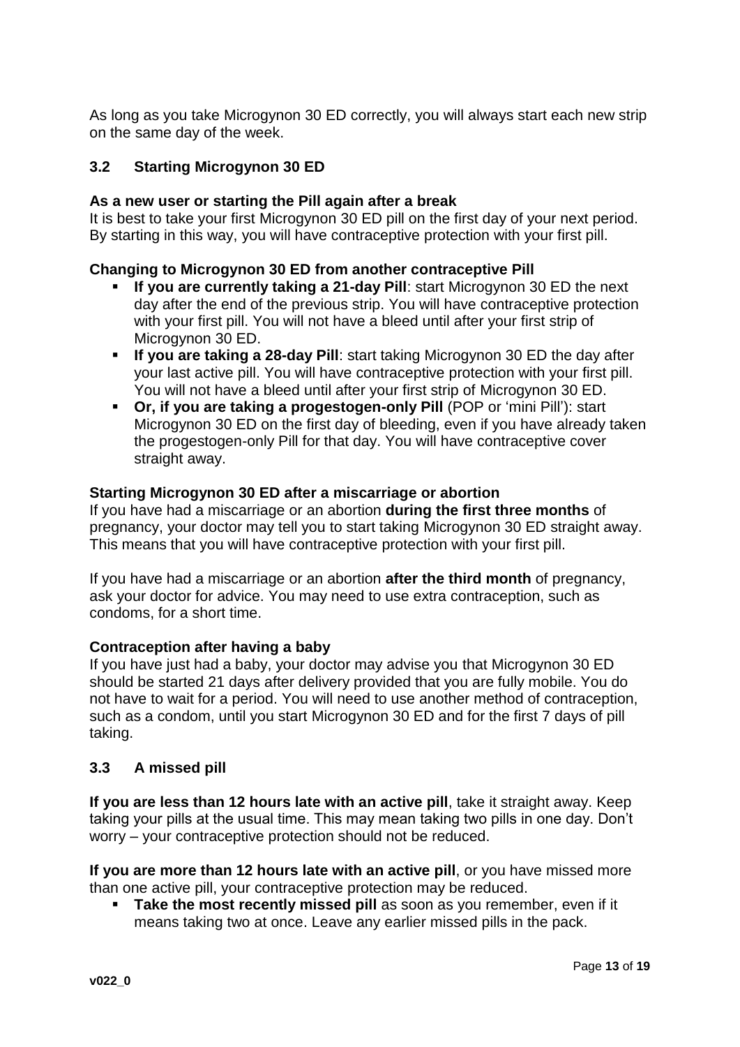As long as you take Microgynon 30 ED correctly, you will always start each new strip on the same day of the week.

### 3.2 Starting Microgynon 30 ED

**As a new user or starting the Pill again after a break**
It is best to take your first Microgynon 30 ED pill on the first day of your next period. By starting in this way, you will have contraceptive protection with your first pill.

**Changing to Microgynon 30 ED from another contraceptive Pill**

- **If you are currently taking a 21-day Pill**: start Microgynon 30 ED the next day after the end of the previous strip. You will have contraceptive protection with your first pill. You will not have a bleed until after your first strip of Microgynon 30 ED.
- **If you are taking a 28-day Pill**: start taking Microgynon 30 ED the day after your last active pill. You will have contraceptive protection with your first pill. You will not have a bleed until after your first strip of Microgynon 30 ED.
- **Or, if you are taking a progestogen-only Pill** (POP or 'mini Pill'): start Microgynon 30 ED on the first day of bleeding, even if you have already taken the progestogen-only Pill for that day. You will have contraceptive cover straight away.

**Starting Microgynon 30 ED after a miscarriage or abortion**
If you have had a miscarriage or an abortion **during the first three months** of pregnancy, your doctor may tell you to start taking Microgynon 30 ED straight away. This means that you will have contraceptive protection with your first pill.

If you have had a miscarriage or an abortion **after the third month** of pregnancy, ask your doctor for advice. You may need to use extra contraception, such as condoms, for a short time.

**Contraception after having a baby**
If you have just had a baby, your doctor may advise you that Microgynon 30 ED should be started 21 days after delivery provided that you are fully mobile. You do not have to wait for a period. You will need to use another method of contraception, such as a condom, until you start Microgynon 30 ED and for the first 7 days of pill taking.

### 3.3 A missed pill

**If you are less than 12 hours late with an active pill**, take it straight away. Keep taking your pills at the usual time. This may mean taking two pills in one day. Don't worry – your contraceptive protection should not be reduced.

**If you are more than 12 hours late with an active pill**, or you have missed more than one active pill, your contraceptive protection may be reduced.

- **Take the most recently missed pill** as soon as you remember, even if it means taking two at once. Leave any earlier missed pills in the pack.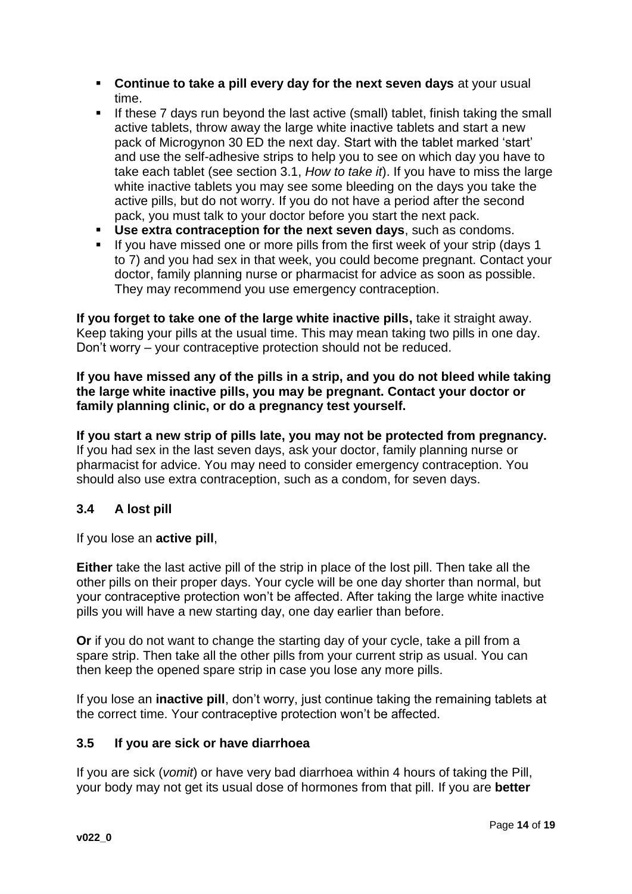- **Continue to take a pill every day for the next seven days** at your usual time.
- If these 7 days run beyond the last active (small) tablet, finish taking the small active tablets, throw away the large white inactive tablets and start a new pack of Microgynon 30 ED the next day. Start with the tablet marked 'start' and use the self-adhesive strips to help you to see on which day you have to take each tablet (see section 3.1, *How to take it*). If you have to miss the large white inactive tablets you may see some bleeding on the days you take the active pills, but do not worry. If you do not have a period after the second pack, you must talk to your doctor before you start the next pack.
- **Use extra contraception for the next seven days**, such as condoms.
- If you have missed one or more pills from the first week of your strip (days 1 to 7) and you had sex in that week, you could become pregnant. Contact your doctor, family planning nurse or pharmacist for advice as soon as possible. They may recommend you use emergency contraception.

**If you forget to take one of the large white inactive pills,** take it straight away. Keep taking your pills at the usual time. This may mean taking two pills in one day. Don't worry – your contraceptive protection should not be reduced.

**If you have missed any of the pills in a strip, and you do not bleed while taking the large white inactive pills, you may be pregnant. Contact your doctor or family planning clinic, or do a pregnancy test yourself.**

**If you start a new strip of pills late, you may not be protected from pregnancy.** If you had sex in the last seven days, ask your doctor, family planning nurse or pharmacist for advice. You may need to consider emergency contraception. You should also use extra contraception, such as a condom, for seven days.

### 3.4 A lost pill

If you lose an **active pill**,

**Either** take the last active pill of the strip in place of the lost pill. Then take all the other pills on their proper days. Your cycle will be one day shorter than normal, but your contraceptive protection won't be affected. After taking the large white inactive pills you will have a new starting day, one day earlier than before.

**Or** if you do not want to change the starting day of your cycle, take a pill from a spare strip. Then take all the other pills from your current strip as usual. You can then keep the opened spare strip in case you lose any more pills.

If you lose an **inactive pill**, don't worry, just continue taking the remaining tablets at the correct time. Your contraceptive protection won't be affected.

### 3.5 If you are sick or have diarrhoea

If you are sick (*vomit*) or have very bad diarrhoea within 4 hours of taking the Pill, your body may not get its usual dose of hormones from that pill. If you are **better**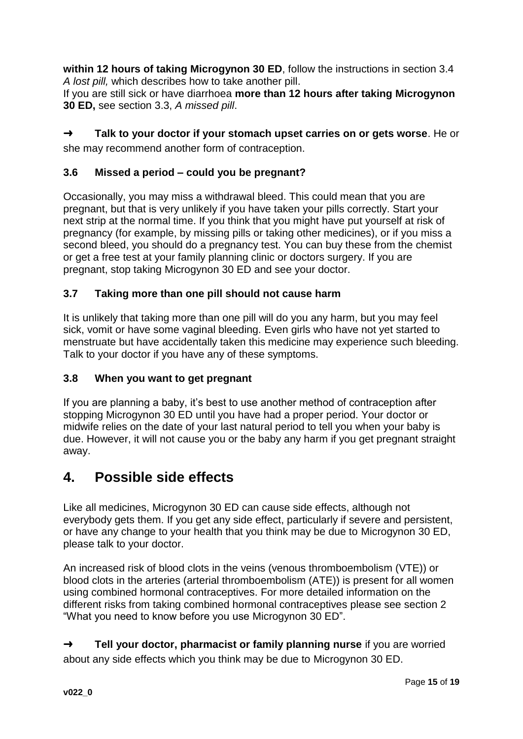**within 12 hours of taking Microgynon 30 ED**, follow the instructions in section 3.4 *A lost pill,* which describes how to take another pill.
If you are still sick or have diarrhoea **more than 12 hours after taking Microgynon 30 ED,** see section 3.3, *A missed pill*.

➜ **Talk to your doctor if your stomach upset carries on or gets worse**. He or she may recommend another form of contraception.

### 3.6 Missed a period – could you be pregnant?

Occasionally, you may miss a withdrawal bleed. This could mean that you are pregnant, but that is very unlikely if you have taken your pills correctly. Start your next strip at the normal time. If you think that you might have put yourself at risk of pregnancy (for example, by missing pills or taking other medicines), or if you miss a second bleed, you should do a pregnancy test. You can buy these from the chemist or get a free test at your family planning clinic or doctors surgery. If you are pregnant, stop taking Microgynon 30 ED and see your doctor.

### 3.7 Taking more than one pill should not cause harm

It is unlikely that taking more than one pill will do you any harm, but you may feel sick, vomit or have some vaginal bleeding. Even girls who have not yet started to menstruate but have accidentally taken this medicine may experience such bleeding. Talk to your doctor if you have any of these symptoms.

### 3.8 When you want to get pregnant

If you are planning a baby, it's best to use another method of contraception after stopping Microgynon 30 ED until you have had a proper period. Your doctor or midwife relies on the date of your last natural period to tell you when your baby is due. However, it will not cause you or the baby any harm if you get pregnant straight away.

## 4. Possible side effects

Like all medicines, Microgynon 30 ED can cause side effects, although not everybody gets them. If you get any side effect, particularly if severe and persistent, or have any change to your health that you think may be due to Microgynon 30 ED, please talk to your doctor.

An increased risk of blood clots in the veins (venous thromboembolism (VTE)) or blood clots in the arteries (arterial thromboembolism (ATE)) is present for all women using combined hormonal contraceptives. For more detailed information on the different risks from taking combined hormonal contraceptives please see section 2 "What you need to know before you use Microgynon 30 ED".

➜ **Tell your doctor, pharmacist or family planning nurse** if you are worried about any side effects which you think may be due to Microgynon 30 ED.

v022_0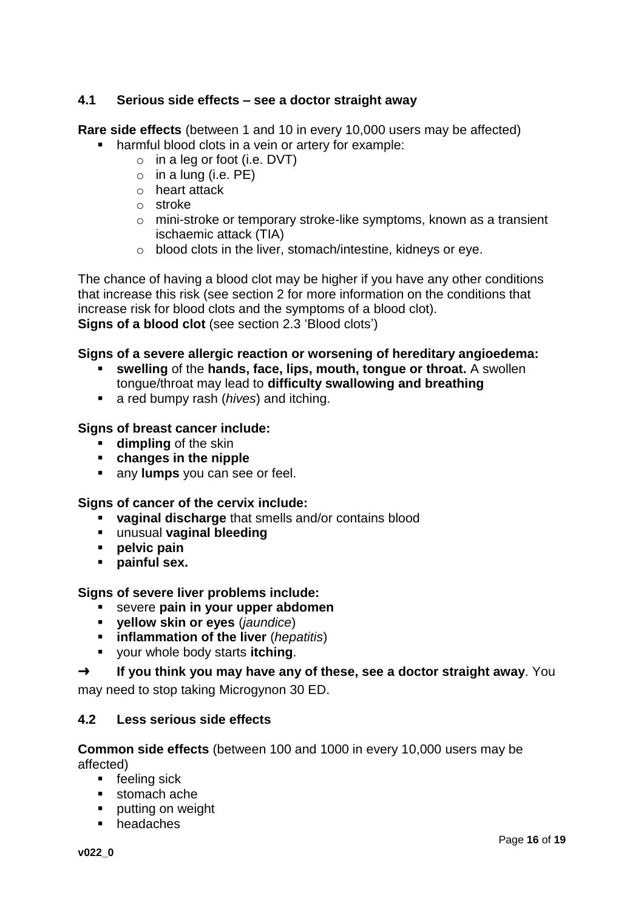### 4.1 Serious side effects – see a doctor straight away

**Rare side effects** (between 1 and 10 in every 10,000 users may be affected)

- harmful blood clots in a vein or artery for example:
  - in a leg or foot (i.e. DVT)
  - in a lung (i.e. PE)
  - heart attack
  - stroke
  - mini-stroke or temporary stroke-like symptoms, known as a transient ischaemic attack (TIA)
  - blood clots in the liver, stomach/intestine, kidneys or eye.

The chance of having a blood clot may be higher if you have any other conditions that increase this risk (see section 2 for more information on the conditions that increase risk for blood clots and the symptoms of a blood clot).
**Signs of a blood clot** (see section 2.3 'Blood clots')

**Signs of a severe allergic reaction or worsening of hereditary angioedema:**

- **swelling** of the **hands, face, lips, mouth, tongue or throat.** A swollen tongue/throat may lead to **difficulty swallowing and breathing**
- a red bumpy rash (*hives*) and itching.

**Signs of breast cancer include:**

- **dimpling** of the skin
- **changes in the nipple**
- any **lumps** you can see or feel.

**Signs of cancer of the cervix include:**

- **vaginal discharge** that smells and/or contains blood
- unusual **vaginal bleeding**
- **pelvic pain**
- **painful sex.**

**Signs of severe liver problems include:**

- severe **pain in your upper abdomen**
- **yellow skin or eyes** (*jaundice*)
- **inflammation of the liver** (*hepatitis*)
- your whole body starts **itching**.

➜ **If you think you may have any of these, see a doctor straight away**. You may need to stop taking Microgynon 30 ED.

### 4.2 Less serious side effects

**Common side effects** (between 100 and 1000 in every 10,000 users may be affected)

- feeling sick
- stomach ache
- putting on weight
- headaches

v022_0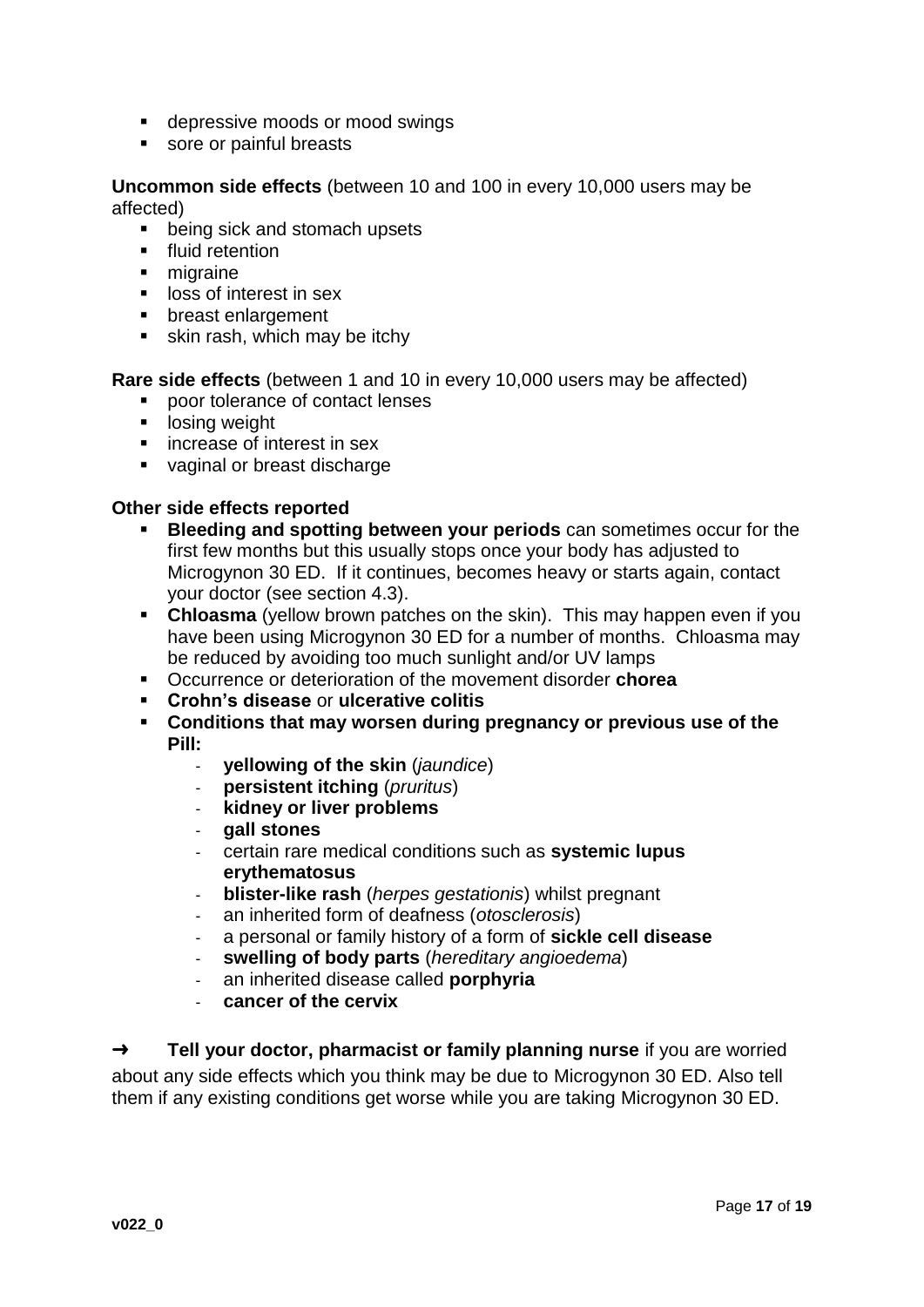- depressive moods or mood swings
- sore or painful breasts

**Uncommon side effects** (between 10 and 100 in every 10,000 users may be affected)

- being sick and stomach upsets
- fluid retention
- migraine
- loss of interest in sex
- breast enlargement
- skin rash, which may be itchy

**Rare side effects** (between 1 and 10 in every 10,000 users may be affected)

- poor tolerance of contact lenses
- losing weight
- increase of interest in sex
- vaginal or breast discharge

**Other side effects reported**

- **Bleeding and spotting between your periods** can sometimes occur for the first few months but this usually stops once your body has adjusted to Microgynon 30 ED. If it continues, becomes heavy or starts again, contact your doctor (see section 4.3).
- **Chloasma** (yellow brown patches on the skin). This may happen even if you have been using Microgynon 30 ED for a number of months. Chloasma may be reduced by avoiding too much sunlight and/or UV lamps
- Occurrence or deterioration of the movement disorder **chorea**
- **Crohn's disease** or **ulcerative colitis**
- **Conditions that may worsen during pregnancy or previous use of the Pill:**
  - **yellowing of the skin** (*jaundice*)
  - **persistent itching** (*pruritus*)
  - **kidney or liver problems**
  - **gall stones**
  - certain rare medical conditions such as **systemic lupus erythematosus**
  - **blister-like rash** (*herpes gestationis*) whilst pregnant
  - an inherited form of deafness (*otosclerosis*)
  - a personal or family history of a form of **sickle cell disease**
  - **swelling of body parts** (*hereditary angioedema*)
  - an inherited disease called **porphyria**
  - **cancer of the cervix**

➜ **Tell your doctor, pharmacist or family planning nurse** if you are worried about any side effects which you think may be due to Microgynon 30 ED. Also tell them if any existing conditions get worse while you are taking Microgynon 30 ED.

v022_0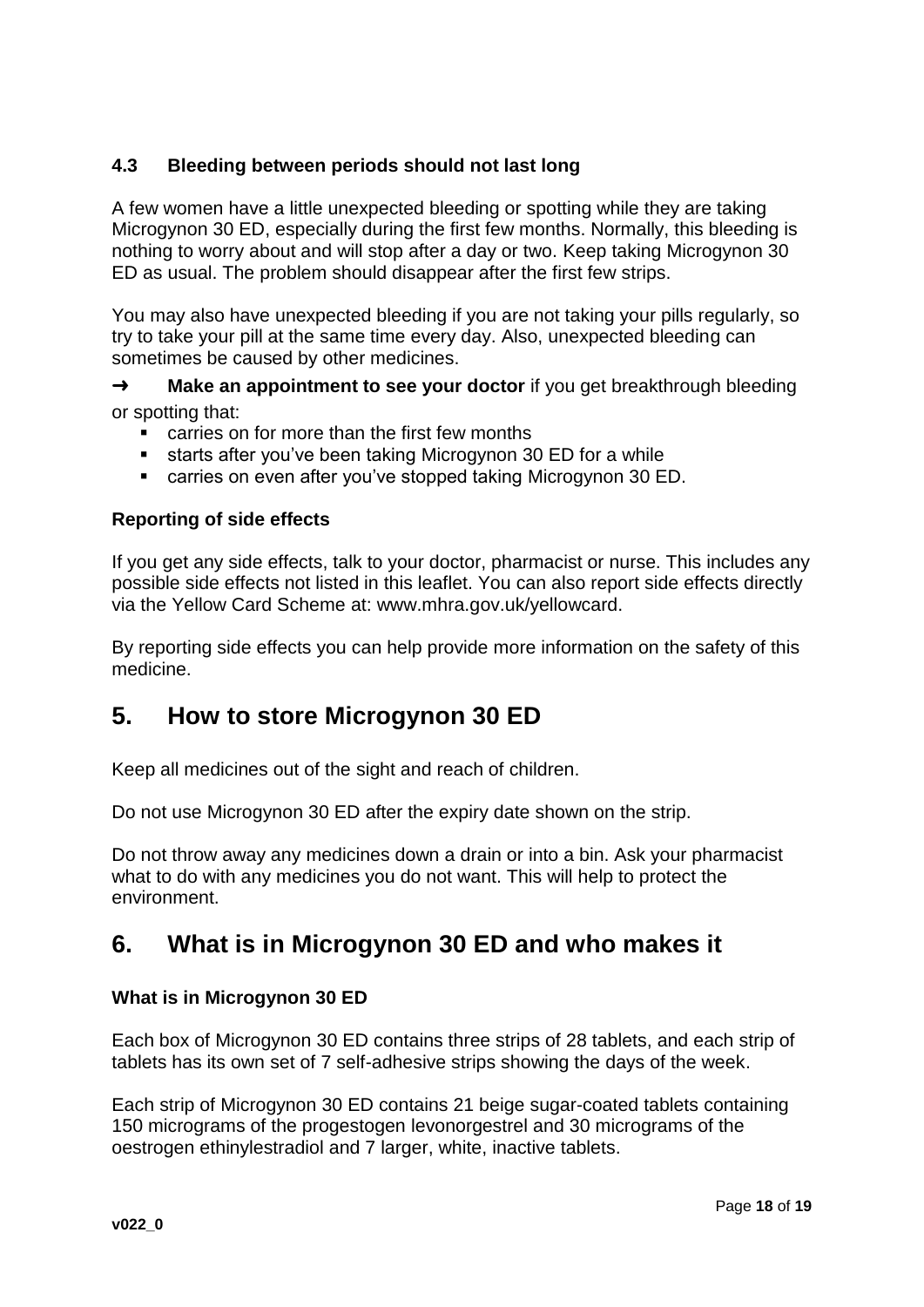### 4.3 Bleeding between periods should not last long

A few women have a little unexpected bleeding or spotting while they are taking Microgynon 30 ED, especially during the first few months. Normally, this bleeding is nothing to worry about and will stop after a day or two. Keep taking Microgynon 30 ED as usual. The problem should disappear after the first few strips.

You may also have unexpected bleeding if you are not taking your pills regularly, so try to take your pill at the same time every day. Also, unexpected bleeding can sometimes be caused by other medicines.

➜ **Make an appointment to see your doctor** if you get breakthrough bleeding or spotting that:

- carries on for more than the first few months
- starts after you've been taking Microgynon 30 ED for a while
- carries on even after you've stopped taking Microgynon 30 ED.

**Reporting of side effects**

If you get any side effects, talk to your doctor, pharmacist or nurse. This includes any possible side effects not listed in this leaflet. You can also report side effects directly via the Yellow Card Scheme at: www.mhra.gov.uk/yellowcard.

By reporting side effects you can help provide more information on the safety of this medicine.

## 5. How to store Microgynon 30 ED

Keep all medicines out of the sight and reach of children.

Do not use Microgynon 30 ED after the expiry date shown on the strip.

Do not throw away any medicines down a drain or into a bin. Ask your pharmacist what to do with any medicines you do not want. This will help to protect the environment.

## 6. What is in Microgynon 30 ED and who makes it

**What is in Microgynon 30 ED**

Each box of Microgynon 30 ED contains three strips of 28 tablets, and each strip of tablets has its own set of 7 self-adhesive strips showing the days of the week.

Each strip of Microgynon 30 ED contains 21 beige sugar-coated tablets containing 150 micrograms of the progestogen levonorgestrel and 30 micrograms of the oestrogen ethinylestradiol and 7 larger, white, inactive tablets.

v022_0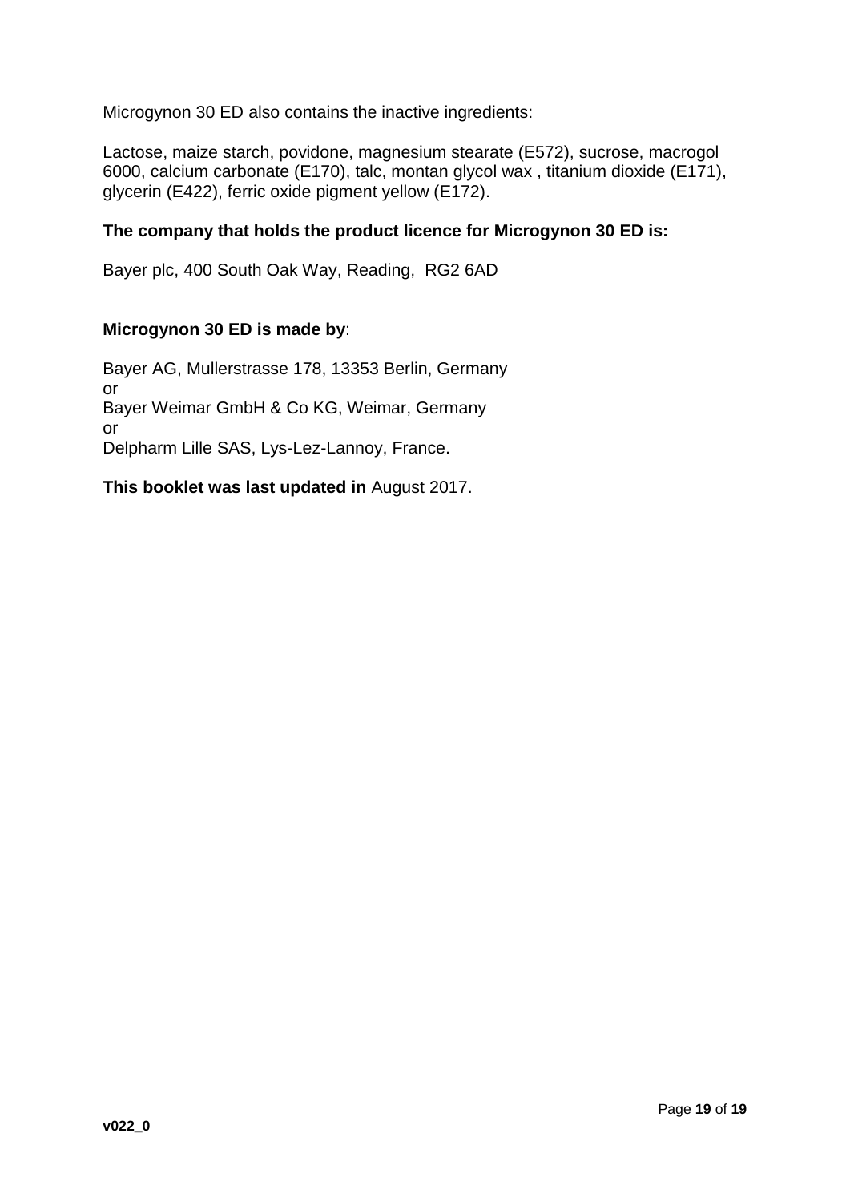Microgynon 30 ED also contains the inactive ingredients:

Lactose, maize starch, povidone, magnesium stearate (E572), sucrose, macrogol 6000, calcium carbonate (E170), talc, montan glycol wax , titanium dioxide (E171), glycerin (E422), ferric oxide pigment yellow (E172).

**The company that holds the product licence for Microgynon 30 ED is:**

Bayer plc, 400 South Oak Way, Reading, RG2 6AD

**Microgynon 30 ED is made by**:

Bayer AG, Mullerstrasse 178, 13353 Berlin, Germany
or
Bayer Weimar GmbH & Co KG, Weimar, Germany
or
Delpharm Lille SAS, Lys-Lez-Lannoy, France.

**This booklet was last updated in** August 2017.

v022_0